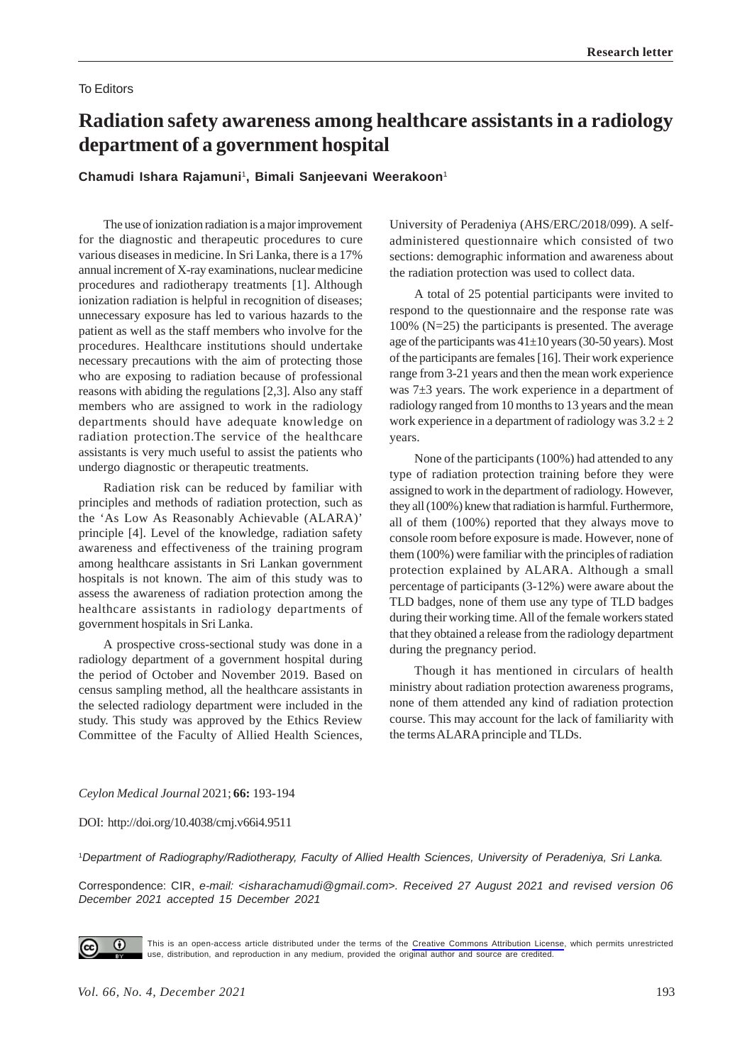To Editors

# Radiation safety awareness among healthcare assistants in a radiology department of a government hospital

**Chamudi Ishara Rajamuni[1], Bimali Sanjeevani Weerakoon[1]**

The use of ionization radiation is a major improvement for the diagnostic and therapeutic procedures to cure various diseases in medicine. In Sri Lanka, there is a 17% annual increment of X-ray examinations, nuclear medicine procedures and radiotherapy treatments [1]. Although ionization radiation is helpful in recognition of diseases; unnecessary exposure has led to various hazards to the patient as well as the staff members who involve for the procedures. Healthcare institutions should undertake necessary precautions with the aim of protecting those who are exposing to radiation because of professional reasons with abiding the regulations [2,3]. Also any staff members who are assigned to work in the radiology departments should have adequate knowledge on radiation protection.The service of the healthcare assistants is very much useful to assist the patients who undergo diagnostic or therapeutic treatments.

Radiation risk can be reduced by familiar with principles and methods of radiation protection, such as the 'As Low As Reasonably Achievable (ALARA)' principle [4]. Level of the knowledge, radiation safety awareness and effectiveness of the training program among healthcare assistants in Sri Lankan government hospitals is not known. The aim of this study was to assess the awareness of radiation protection among the healthcare assistants in radiology departments of government hospitals in Sri Lanka.

A prospective cross-sectional study was done in a radiology department of a government hospital during the period of October and November 2019. Based on census sampling method, all the healthcare assistants in the selected radiology department were included in the study. This study was approved by the Ethics Review Committee of the Faculty of Allied Health Sciences, University of Peradeniya (AHS/ERC/2018/099). A self-administered questionnaire which consisted of two sections: demographic information and awareness about the radiation protection was used to collect data.

A total of 25 potential participants were invited to respond to the questionnaire and the response rate was 100% (N=25) the participants is presented. The average age of the participants was 41±10 years (30-50 years). Most of the participants are females [16]. Their work experience range from 3-21 years and then the mean work experience was 7±3 years. The work experience in a department of radiology ranged from 10 months to 13 years and the mean work experience in a department of radiology was $3.2 \pm 2$ years.

None of the participants (100%) had attended to any type of radiation protection training before they were assigned to work in the department of radiology. However, they all (100%) knew that radiation is harmful. Furthermore, all of them (100%) reported that they always move to console room before exposure is made. However, none of them (100%) were familiar with the principles of radiation protection explained by ALARA. Although a small percentage of participants (3-12%) were aware about the TLD badges, none of them use any type of TLD badges during their working time. All of the female workers stated that they obtained a release from the radiology department during the pregnancy period.

Though it has mentioned in circulars of health ministry about radiation protection awareness programs, none of them attended any kind of radiatiation protection course. This may account for the lack of familiarity with the terms ALARA principle and TLDs.

*Ceylon Medical Journal* 2021; **66:** 193-194

DOI: http://doi.org/10.4038/cmj.v66i4.9511

[1]*Department of Radiography/Radiotherapy, Faculty of Allied Health Sciences, University of Peradeniya, Sri Lanka.*

Correspondence: CIR, *e-mail: <isharachamudi@gmail.com>. Received 27 August 2021 and revised version 06 December 2021 accepted 15 December 2021*

This is an open-access article distributed under the terms of the Creative Commons Attribution License, which permits unrestricted use, distribution, and reproduction in any medium, provided the original author and source are credited.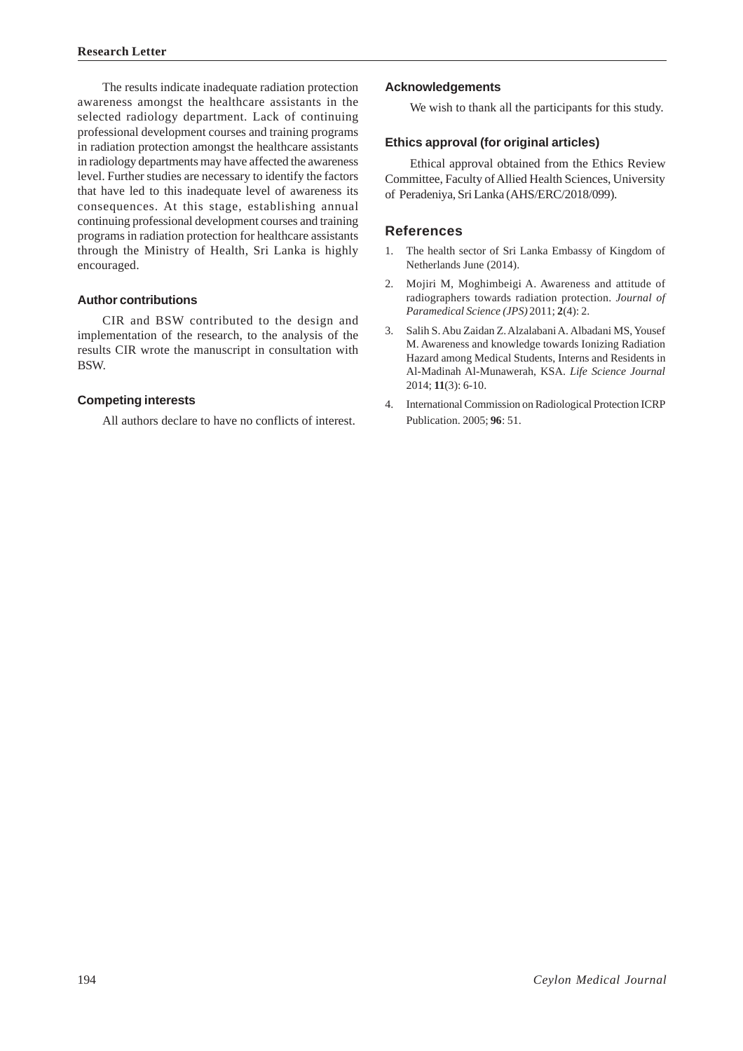The results indicate inadequate radiation protection awareness amongst the healthcare assistants in the selected radiology department. Lack of continuing professional development courses and training programs in radiation protection amongst the healthcare assistants in radiology departments may have affected the awareness level. Further studies are necessary to identify the factors that have led to this inadequate level of awareness its consequences. At this stage, establishing annual continuing professional development courses and training programs in radiation protection for healthcare assistants through the Ministry of Health, Sri Lanka is highly encouraged.

### Author contributions

CIR and BSW contributed to the design and implementation of the research, to the analysis of the results CIR wrote the manuscript in consultation with BSW.

### Competing interests

All authors declare to have no conflicts of interest.

### Acknowledgements

We wish to thank all the participants for this study.

### Ethics approval (for original articles)

Ethical approval obtained from the Ethics Review Committee, Faculty of Allied Health Sciences, University of Peradeniya, Sri Lanka (AHS/ERC/2018/099).

## References

1. The health sector of Sri Lanka Embassy of Kingdom of Netherlands June (2014).
2. Mojiri M, Moghimbeigi A. Awareness and attitude of radiographers towards radiation protection. *Journal of Paramedical Science (JPS)* 2011; **2**(4): 2.
3. Salih S. Abu Zaidan Z. Alzalabani A. Albadani MS, Yousef M. Awareness and knowledge towards Ionizing Radiation Hazard among Medical Students, Interns and Residents in Al-Madinah Al-Munawerah, KSA. *Life Science Journal* 2014; **11**(3): 6-10.
4. International Commission on Radiological Protection ICRP Publication. 2005; **96**: 51.